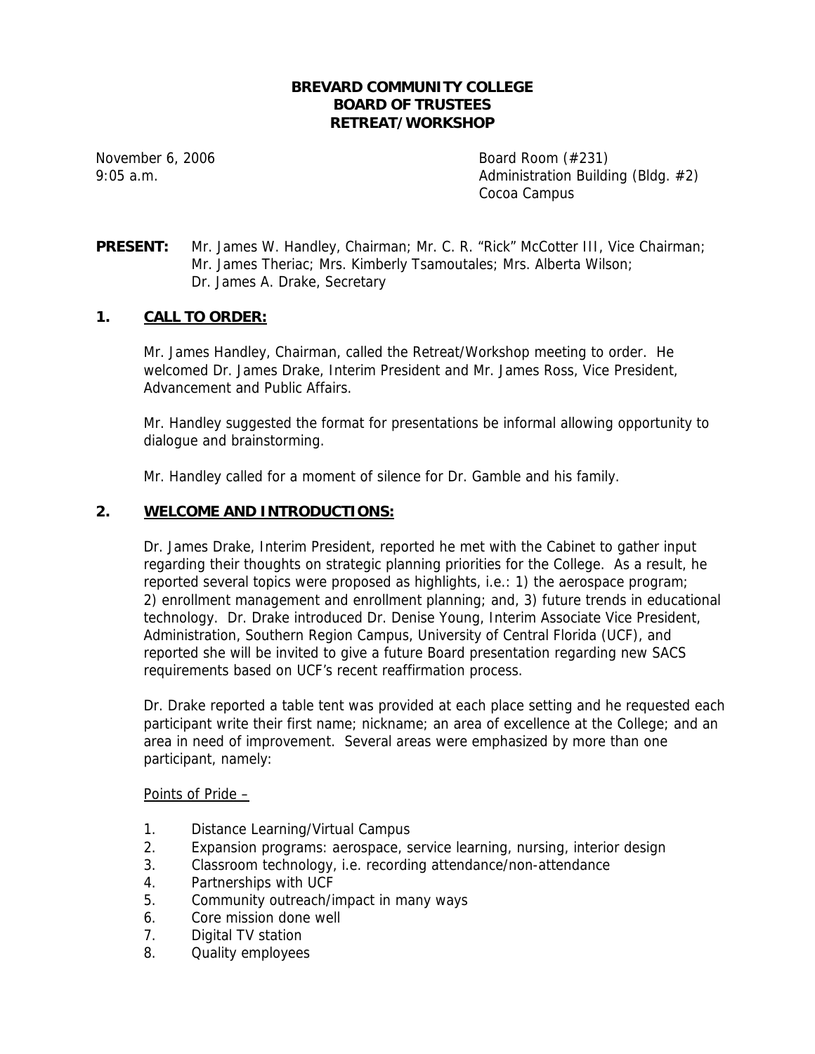# BREVARD COMMUNITY COLLEGE
# BOARD OF TRUSTEES
# RETREAT/WORKSHOP

November 6, 2006
9:05 a.m.

Board Room (#231)
Administration Building (Bldg. #2)
Cocoa Campus

**PRESENT:** Mr. James W. Handley, Chairman; Mr. C. R. "Rick" McCotter III, Vice Chairman; Mr. James Theriac; Mrs. Kimberly Tsamoutales; Mrs. Alberta Wilson; Dr. James A. Drake, Secretary

## 1. CALL TO ORDER:

Mr. James Handley, Chairman, called the Retreat/Workshop meeting to order. He welcomed Dr. James Drake, Interim President and Mr. James Ross, Vice President, Advancement and Public Affairs.

Mr. Handley suggested the format for presentations be informal allowing opportunity to dialogue and brainstorming.

Mr. Handley called for a moment of silence for Dr. Gamble and his family.

## 2. WELCOME AND INTRODUCTIONS:

Dr. James Drake, Interim President, reported he met with the Cabinet to gather input regarding their thoughts on strategic planning priorities for the College. As a result, he reported several topics were proposed as highlights, i.e.: 1) the aerospace program; 2) enrollment management and enrollment planning; and, 3) future trends in educational technology. Dr. Drake introduced Dr. Denise Young, Interim Associate Vice President, Administration, Southern Region Campus, University of Central Florida (UCF), and reported she will be invited to give a future Board presentation regarding new SACS requirements based on UCF's recent reaffirmation process.

Dr. Drake reported a table tent was provided at each place setting and he requested each participant write their first name; nickname; an area of excellence at the College; and an area in need of improvement. Several areas were emphasized by more than one participant, namely:

Points of Pride –

1. Distance Learning/Virtual Campus
2. Expansion programs: aerospace, service learning, nursing, interior design
3. Classroom technology, i.e. recording attendance/non-attendance
4. Partnerships with UCF
5. Community outreach/impact in many ways
6. Core mission done well
7. Digital TV station
8. Quality employees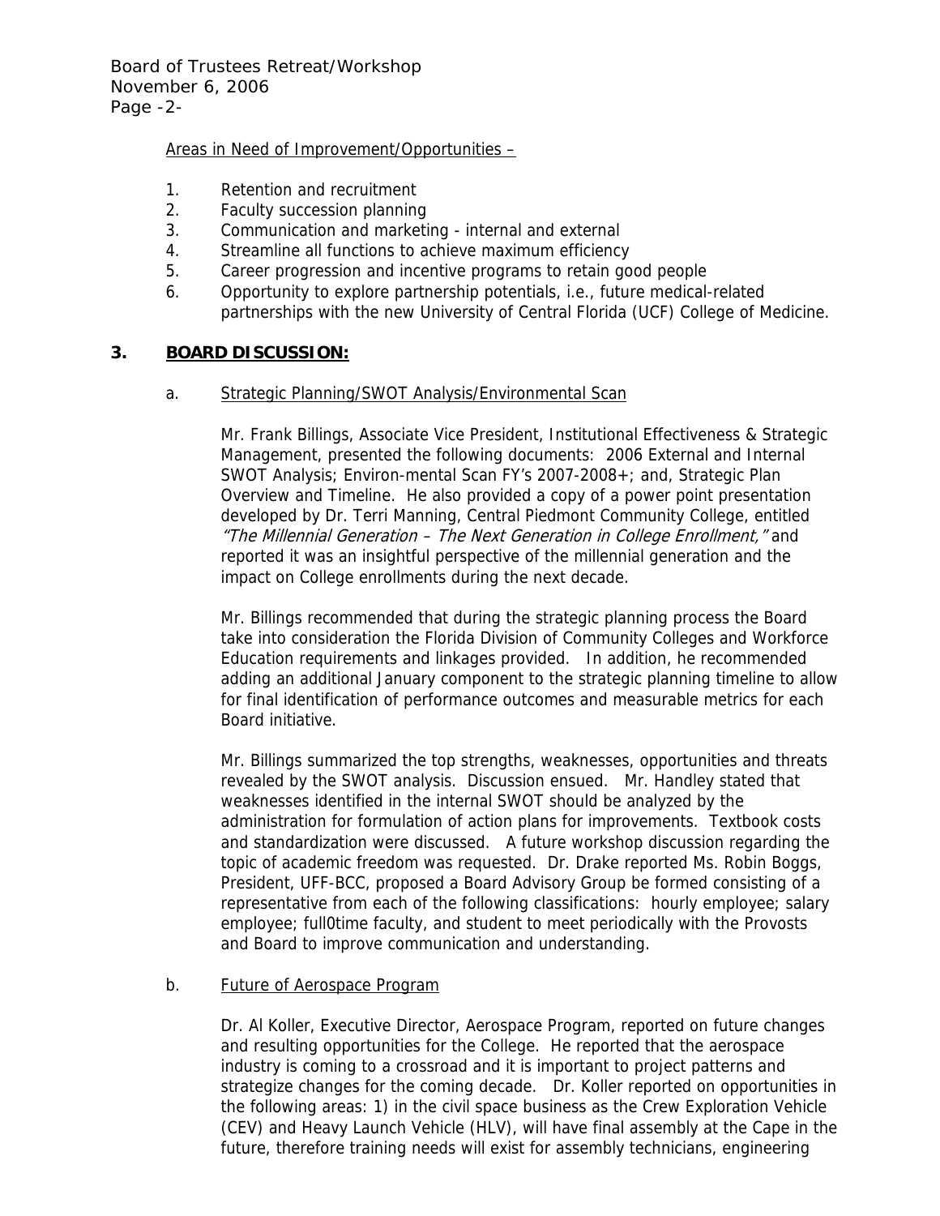Areas in Need of Improvement/Opportunities –

1. Retention and recruitment
2. Faculty succession planning
3. Communication and marketing - internal and external
4. Streamline all functions to achieve maximum efficiency
5. Career progression and incentive programs to retain good people
6. Opportunity to explore partnership potentials, i.e., future medical-related partnerships with the new University of Central Florida (UCF) College of Medicine.

## 3. BOARD DISCUSSION:

### a. Strategic Planning/SWOT Analysis/Environmental Scan

Mr. Frank Billings, Associate Vice President, Institutional Effectiveness & Strategic Management, presented the following documents: 2006 External and Internal SWOT Analysis; Environ-mental Scan FY's 2007-2008+; and, Strategic Plan Overview and Timeline. He also provided a copy of a power point presentation developed by Dr. Terri Manning, Central Piedmont Community College, entitled *"The Millennial Generation – The Next Generation in College Enrollment,"* and reported it was an insightful perspective of the millennial generation and the impact on College enrollments during the next decade.

Mr. Billings recommended that during the strategic planning process the Board take into consideration the Florida Division of Community Colleges and Workforce Education requirements and linkages provided. In addition, he recommended adding an additional January component to the strategic planning timeline to allow for final identification of performance outcomes and measurable metrics for each Board initiative.

Mr. Billings summarized the top strengths, weaknesses, opportunities and threats revealed by the SWOT analysis. Discussion ensued. Mr. Handley stated that weaknesses identified in the internal SWOT should be analyzed by the administration for formulation of action plans for improvements. Textbook costs and standardization were discussed. A future workshop discussion regarding the topic of academic freedom was requested. Dr. Drake reported Ms. Robin Boggs, President, UFF-BCC, proposed a Board Advisory Group be formed consisting of a representative from each of the following classifications: hourly employee; salary employee; full0time faculty, and student to meet periodically with the Provosts and Board to improve communication and understanding.

### b. Future of Aerospace Program

Dr. Al Koller, Executive Director, Aerospace Program, reported on future changes and resulting opportunities for the College. He reported that the aerospace industry is coming to a crossroad and it is important to project patterns and strategize changes for the coming decade. Dr. Koller reported on opportunities in the following areas: 1) in the civil space business as the Crew Exploration Vehicle (CEV) and Heavy Launch Vehicle (HLV), will have final assembly at the Cape in the future, therefore training needs will exist for assembly technicians, engineering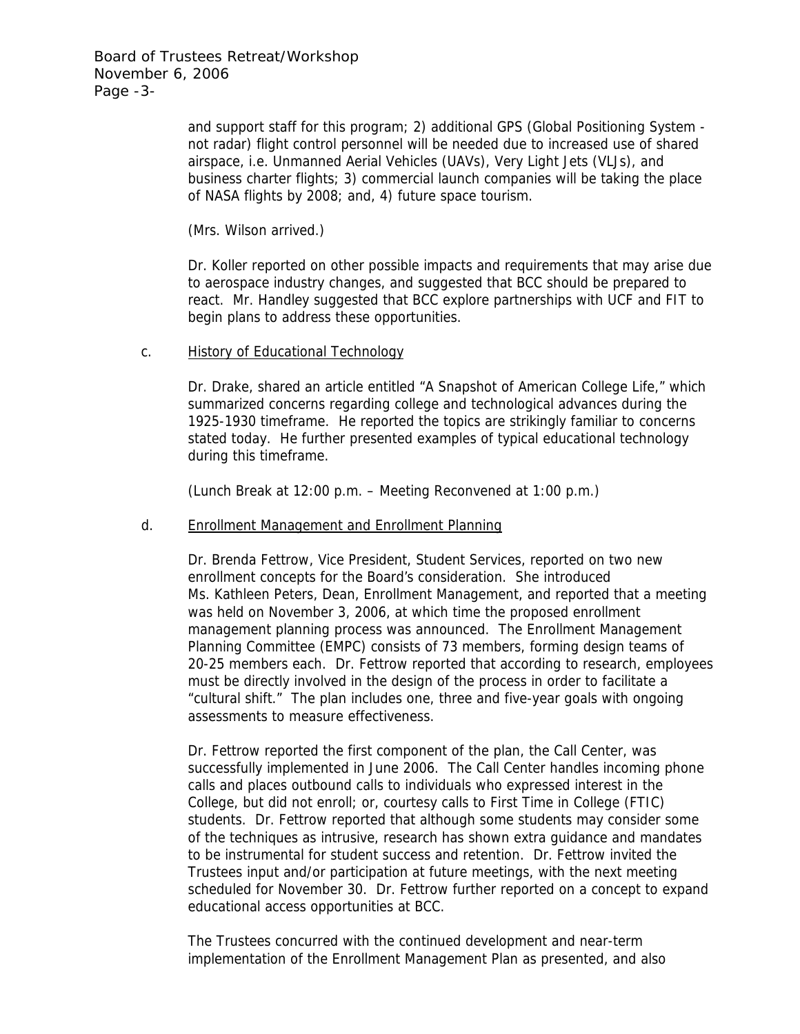and support staff for this program; 2) additional GPS (Global Positioning System - not radar) flight control personnel will be needed due to increased use of shared airspace, i.e. Unmanned Aerial Vehicles (UAVs), Very Light Jets (VLJs), and business charter flights; 3) commercial launch companies will be taking the place of NASA flights by 2008; and, 4) future space tourism.

(Mrs. Wilson arrived.)

Dr. Koller reported on other possible impacts and requirements that may arise due to aerospace industry changes, and suggested that BCC should be prepared to react. Mr. Handley suggested that BCC explore partnerships with UCF and FIT to begin plans to address these opportunities.

c. History of Educational Technology

Dr. Drake, shared an article entitled "A Snapshot of American College Life," which summarized concerns regarding college and technological advances during the 1925-1930 timeframe. He reported the topics are strikingly familiar to concerns stated today. He further presented examples of typical educational technology during this timeframe.

(Lunch Break at 12:00 p.m. – Meeting Reconvened at 1:00 p.m.)

d. Enrollment Management and Enrollment Planning

Dr. Brenda Fettrow, Vice President, Student Services, reported on two new enrollment concepts for the Board's consideration. She introduced Ms. Kathleen Peters, Dean, Enrollment Management, and reported that a meeting was held on November 3, 2006, at which time the proposed enrollment management planning process was announced. The Enrollment Management Planning Committee (EMPC) consists of 73 members, forming design teams of 20-25 members each. Dr. Fettrow reported that according to research, employees must be directly involved in the design of the process in order to facilitate a "cultural shift." The plan includes one, three and five-year goals with ongoing assessments to measure effectiveness.

Dr. Fettrow reported the first component of the plan, the Call Center, was successfully implemented in June 2006. The Call Center handles incoming phone calls and places outbound calls to individuals who expressed interest in the College, but did not enroll; or, courtesy calls to First Time in College (FTIC) students. Dr. Fettrow reported that although some students may consider some of the techniques as intrusive, research has shown extra guidance and mandates to be instrumental for student success and retention. Dr. Fettrow invited the Trustees input and/or participation at future meetings, with the next meeting scheduled for November 30. Dr. Fettrow further reported on a concept to expand educational access opportunities at BCC.

The Trustees concurred with the continued development and near-term implementation of the Enrollment Management Plan as presented, and also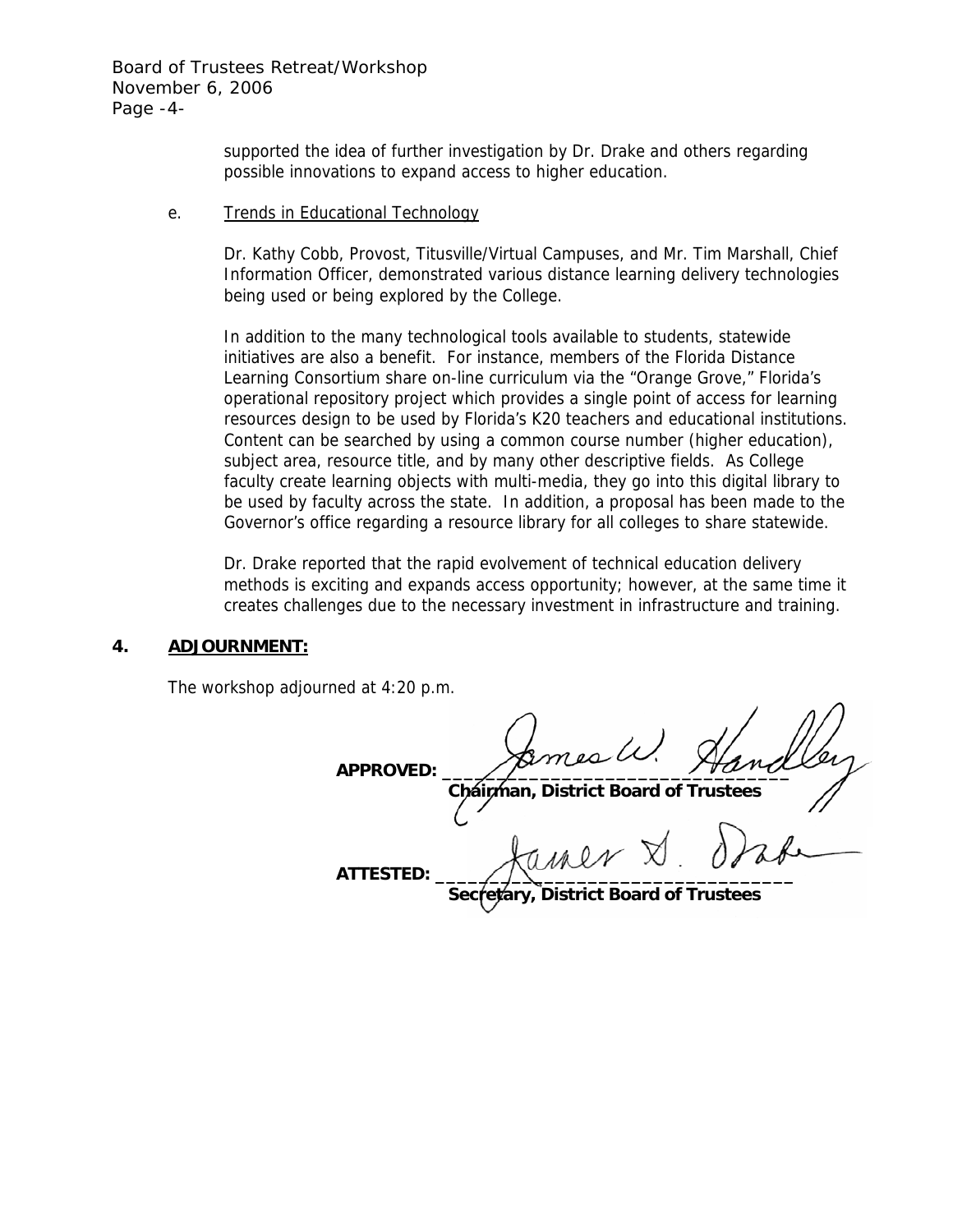supported the idea of further investigation by Dr. Drake and others regarding possible innovations to expand access to higher education.

e. Trends in Educational Technology

Dr. Kathy Cobb, Provost, Titusville/Virtual Campuses, and Mr. Tim Marshall, Chief Information Officer, demonstrated various distance learning delivery technologies being used or being explored by the College.

In addition to the many technological tools available to students, statewide initiatives are also a benefit. For instance, members of the Florida Distance Learning Consortium share on-line curriculum via the "Orange Grove," Florida's operational repository project which provides a single point of access for learning resources design to be used by Florida's K20 teachers and educational institutions. Content can be searched by using a common course number (higher education), subject area, resource title, and by many other descriptive fields. As College faculty create learning objects with multi-media, they go into this digital library to be used by faculty across the state. In addition, a proposal has been made to the Governor's office regarding a resource library for all colleges to share statewide.

Dr. Drake reported that the rapid evolvement of technical education delivery methods is exciting and expands access opportunity; however, at the same time it creates challenges due to the necessary investment in infrastructure and training.

## 4. ADJOURNMENT:

The workshop adjourned at 4:20 p.m.

**APPROVED:** James W. Handley
**Chairman, District Board of Trustees**

**ATTESTED:** James D. Drake
**Secretary, District Board of Trustees**